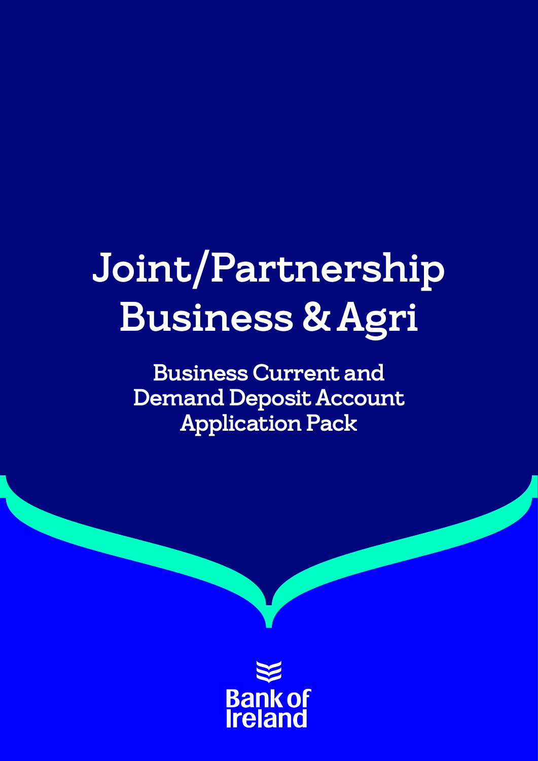# Joint/Partnership Business & Agri

## Business Current and Demand Deposit Account Application Pack

Bank of Ireland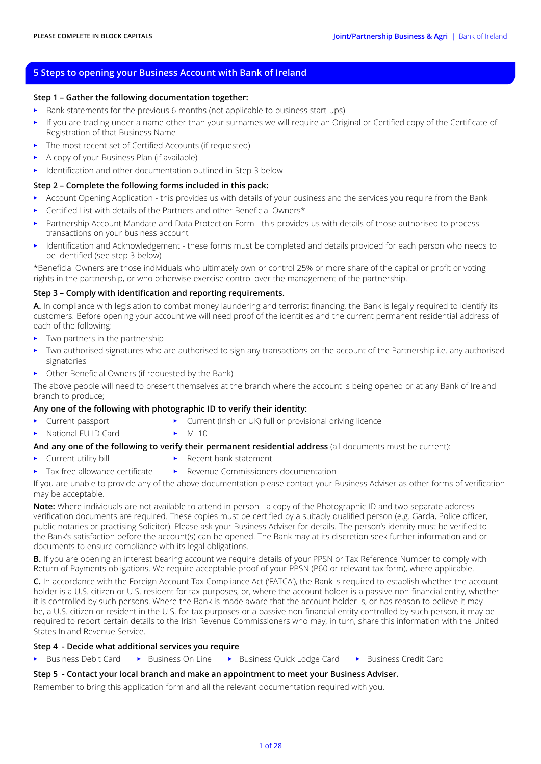PLEASE COMPLETE IN BLOCK CAPITALS

## 5 Steps to opening your Business Account with Bank of Ireland

### Step 1 – Gather the following documentation together:

- Bank statements for the previous 6 months (not applicable to business start-ups)
- If you are trading under a name other than your surnames we will require an Original or Certified copy of the Certificate of Registration of that Business Name
- The most recent set of Certified Accounts (if requested)
- A copy of your Business Plan (if available)
- Identification and other documentation outlined in Step 3 below

### Step 2 – Complete the following forms included in this pack:

- Account Opening Application - this provides us with details of your business and the services you require from the Bank
- Certified List with details of the Partners and other Beneficial Owners*
- Partnership Account Mandate and Data Protection Form - this provides us with details of those authorised to process transactions on your business account
- Identification and Acknowledgement - these forms must be completed and details provided for each person who needs to be identified (see step 3 below)

*Beneficial Owners are those individuals who ultimately own or control 25% or more share of the capital or profit or voting rights in the partnership, or who otherwise exercise control over the management of the partnership.

### Step 3 – Comply with identification and reporting requirements.

**A.** In compliance with legislation to combat money laundering and terrorist financing, the Bank is legally required to identify its customers. Before opening your account we will need proof of the identities and the current permanent residential address of each of the following:

- Two partners in the partnership
- Two authorised signatures who are authorised to sign any transactions on the account of the Partnership i.e. any authorised signatories
- Other Beneficial Owners (if requested by the Bank)

The above people will need to present themselves at the branch where the account is being opened or at any Bank of Ireland branch to produce;

**Any one of the following with photographic ID to verify their identity:**

- Current passport
- Current (Irish or UK) full or provisional driving licence
- National EU ID Card
- ML10

**And any one of the following to verify their permanent residential address** (all documents must be current):

- Current utility bill
- Recent bank statement
- Tax free allowance certificate
- Revenue Commissioners documentation

If you are unable to provide any of the above documentation please contact your Business Adviser as other forms of verification may be acceptable.

**Note:** Where individuals are not available to attend in person - a copy of the Photographic ID and two separate address verification documents are required. These copies must be certified by a suitably qualified person (e.g. Garda, Police officer, public notaries or practising Solicitor). Please ask your Business Adviser for details. The person's identity must be verified to the Bank's satisfaction before the account(s) can be opened. The Bank may at its discretion seek further information and or documents to ensure compliance with its legal obligations.

**B.** If you are opening an interest bearing account we require details of your PPSN or Tax Reference Number to comply with Return of Payments obligations. We require acceptable proof of your PPSN (P60 or relevant tax form), where applicable.

**C.** In accordance with the Foreign Account Tax Compliance Act ('FATCA'), the Bank is required to establish whether the account holder is a U.S. citizen or U.S. resident for tax purposes, or, where the account holder is a passive non-financial entity, whether it is controlled by such persons. Where the Bank is made aware that the account holder is, or has reason to believe it may be, a U.S. citizen or resident in the U.S. for tax purposes or a passive non-financial entity controlled by such person, it may be required to report certain details to the Irish Revenue Commissioners who may, in turn, share this information with the United States Inland Revenue Service.

### Step 4 - Decide what additional services you require

- Business Debit Card
- Business On Line
- Business Quick Lodge Card
- Business Credit Card

### Step 5 - Contact your local branch and make an appointment to meet your Business Adviser.

Remember to bring this application form and all the relevant documentation required with you.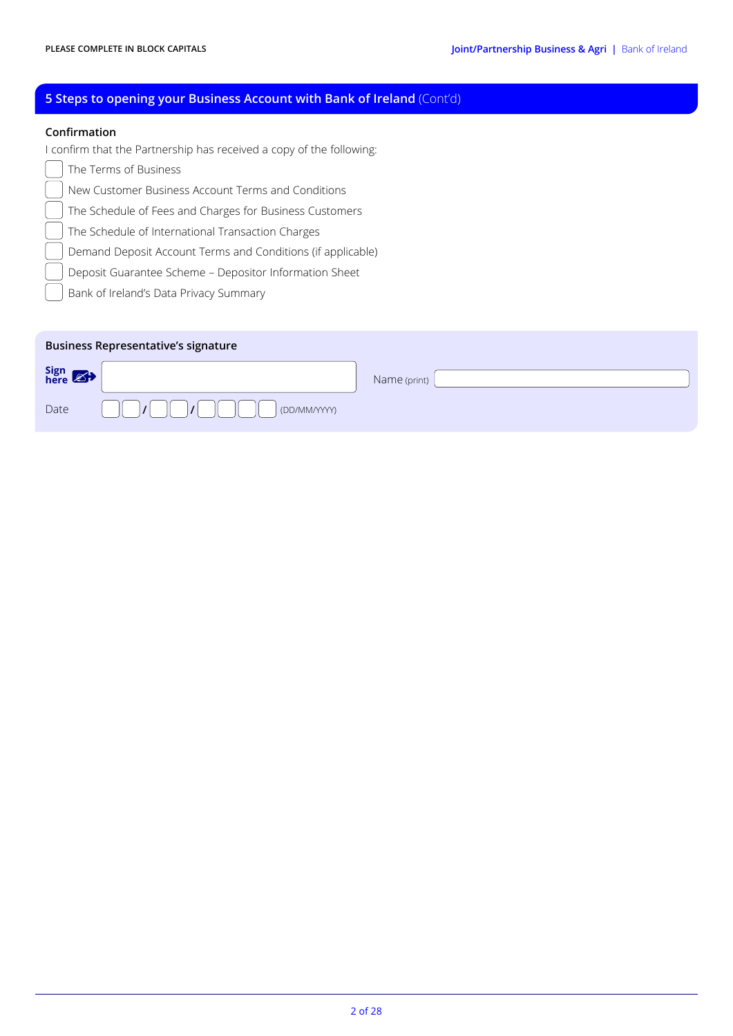## 5 Steps to opening your Business Account with Bank of Ireland (Cont'd)

**Confirmation**

I confirm that the Partnership has received a copy of the following:

- ☐ The Terms of Business
- ☐ New Customer Business Account Terms and Conditions
- ☐ The Schedule of Fees and Charges for Business Customers
- ☐ The Schedule of International Transaction Charges
- ☐ Demand Deposit Account Terms and Conditions (if applicable)
- ☐ Deposit Guarantee Scheme – Depositor Information Sheet
- ☐ Bank of Ireland's Data Privacy Summary

**Business Representative's signature**

Sign here ____________________ Name (print) ____________________

Date __ __ / __ __ / __ __ __ __ (DD/MM/YYYY)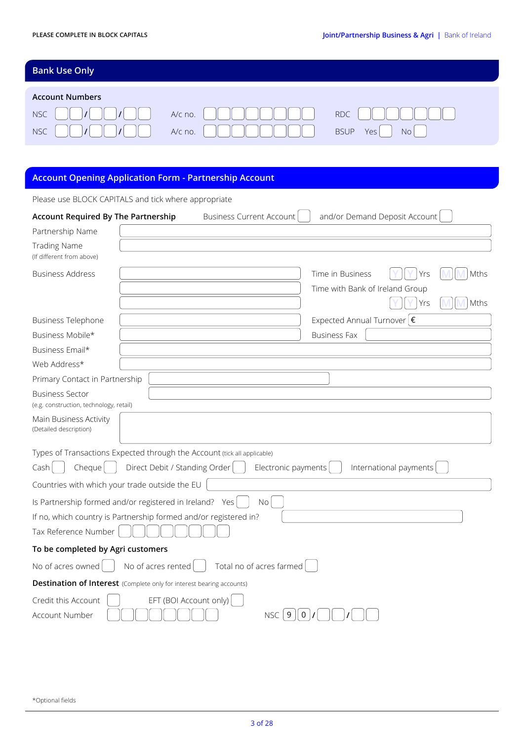PLEASE COMPLETE IN BLOCK CAPITALS

## Bank Use Only

**Account Numbers**

NSC ☐☐/☐☐/☐☐ A/c no. ☐☐☐☐☐☐☐☐ RDC ☐☐☐☐☐☐☐

NSC ☐☐/☐☐/☐☐ A/c no. ☐☐☐☐☐☐☐☐ BSUP Yes ☐ No ☐

## Account Opening Application Form - Partnership Account

Please use BLOCK CAPITALS and tick where appropriate

**Account Required By The Partnership** Business Current Account ☐ and/or Demand Deposit Account ☐

Partnership Name

Trading Name
(If different from above)

Business Address

Time in Business YY Yrs MM Mths

Time with Bank of Ireland Group YY Yrs MM Mths

Business Telephone

Expected Annual Turnover €

Business Mobile*

Business Fax

Business Email*

Web Address*

Primary Contact in Partnership

Business Sector
(e.g. construction, technology, retail)

Main Business Activity
(Detailed description)

Types of Transactions Expected through the Account (tick all applicable)

Cash ☐ Cheque ☐ Direct Debit / Standing Order ☐ Electronic payments ☐ International payments ☐

Countries with which your trade outside the EU

Is Partnership formed and/or registered in Ireland? Yes ☐ No ☐

If no, which country is Partnership formed and/or registered in?

Tax Reference Number ☐☐☐☐☐☐☐☐

**To be completed by Agri customers**

No of acres owned ☐ No of acres rented ☐ Total no of acres farmed ☐

**Destination of Interest** (Complete only for interest bearing accounts)

Credit this Account ☐ EFT (BOI Account only) ☐

Account Number ☐☐☐☐☐☐☐☐ NSC 9 0 / ☐☐ / ☐☐

*Optional fields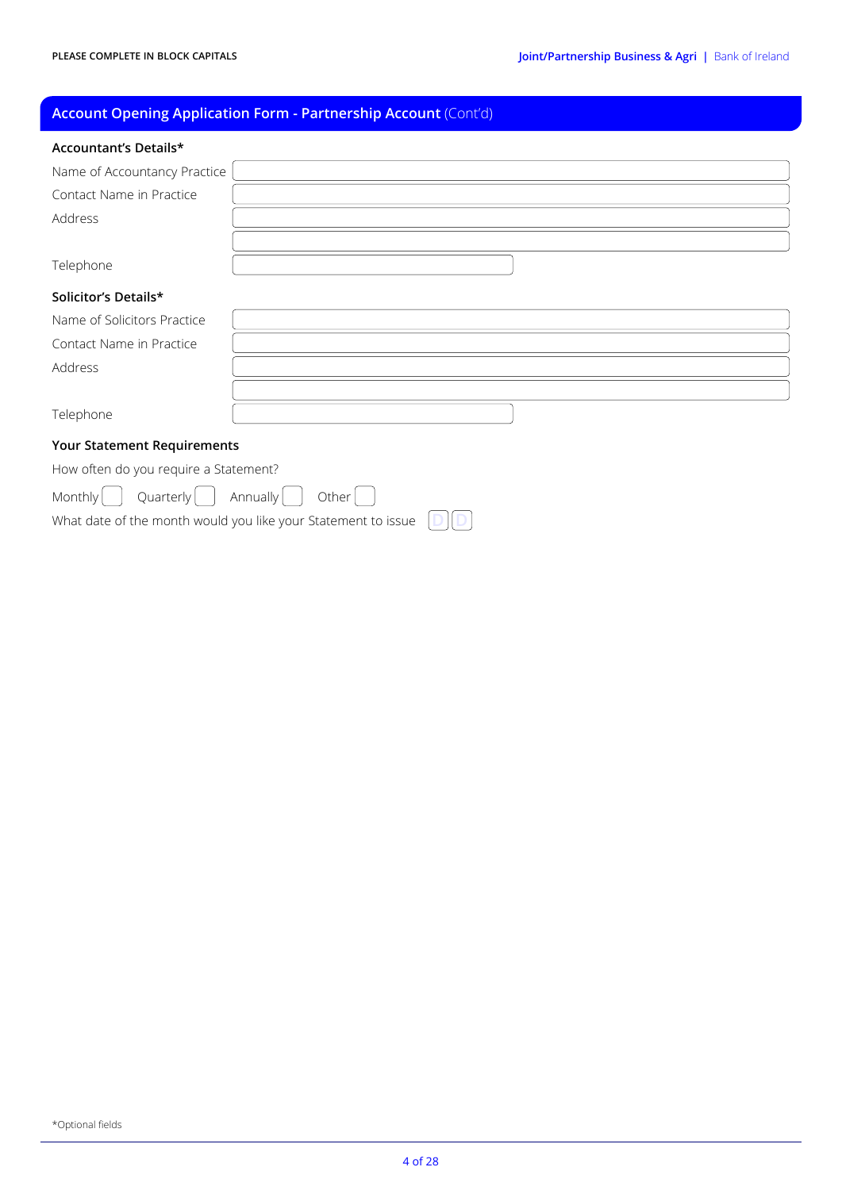PLEASE COMPLETE IN BLOCK CAPITALS

## Account Opening Application Form - Partnership Account (Cont'd)

### Accountant's Details*

Name of Accountancy Practice

Contact Name in Practice

Address

Telephone

### Solicitor's Details*

Name of Solicitors Practice

Contact Name in Practice

Address

Telephone

### Your Statement Requirements

How often do you require a Statement?

Monthly ☐ Quarterly ☐ Annually ☐ Other ☐

What date of the month would you like your Statement to issue D D

*Optional fields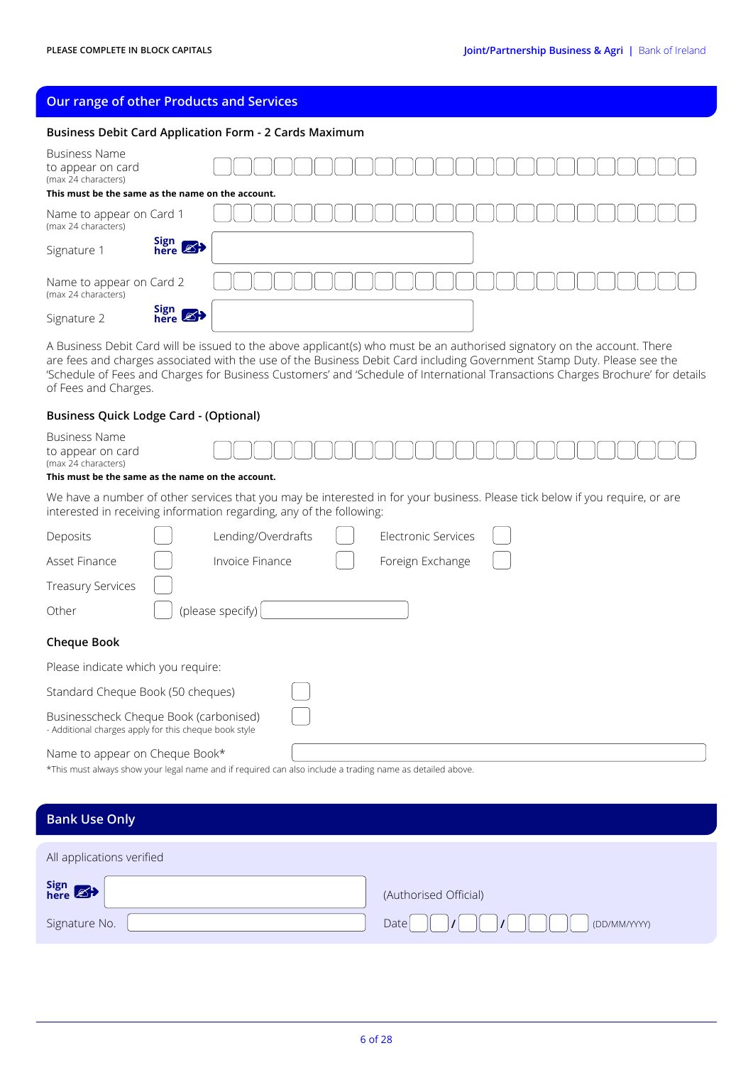PLEASE COMPLETE IN BLOCK CAPITALS

## Our range of other Products and Services

### Business Debit Card Application Form - 2 Cards Maximum

Business Name to appear on card
(max 24 characters)

**This must be the same as the name on the account.**

Name to appear on Card 1
(max 24 characters)

Signature 1 — Sign here

Name to appear on Card 2
(max 24 characters)

Signature 2 — Sign here

A Business Debit Card will be issued to the above applicant(s) who must be an authorised signatory on the account. There are fees and charges associated with the use of the Business Debit Card including Government Stamp Duty. Please see the 'Schedule of Fees and Charges for Business Customers' and 'Schedule of International Transactions Charges Brochure' for details of Fees and Charges.

### Business Quick Lodge Card - (Optional)

Business Name to appear on card
(max 24 characters)

**This must be the same as the name on the account.**

We have a number of other services that you may be interested in for your business. Please tick below if you require, or are interested in receiving information regarding, any of the following:

| | | | | | |
|---|---|---|---|---|---|
| Deposits | ☐ | Lending/Overdrafts | ☐ | Electronic Services | ☐ |
| Asset Finance | ☐ | Invoice Finance | ☐ | Foreign Exchange | ☐ |
| Treasury Services | ☐ | | | | |
| Other | ☐ | (please specify) | | | |

### Cheque Book

Please indicate which you require:

Standard Cheque Book (50 cheques) ☐

Businesscheck Cheque Book (carbonised) ☐
- Additional charges apply for this cheque book style

Name to appear on Cheque Book*

*This must always show your legal name and if required can also include a trading name as detailed above.

## Bank Use Only

All applications verified

Sign here (Authorised Official)

Signature No. Date / / (DD/MM/YYYY)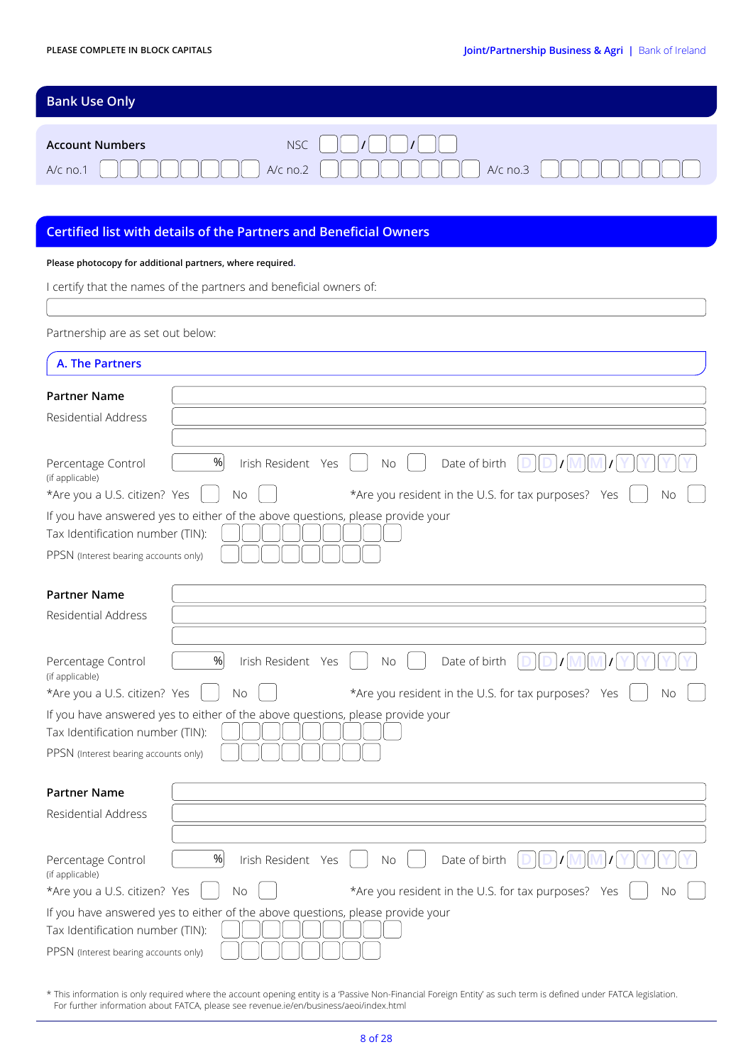PLEASE COMPLETE IN BLOCK CAPITALS

## Bank Use Only

**Account Numbers** NSC ☐☐/☐☐/☐☐

A/c no.1 ☐☐☐☐☐☐☐☐ A/c no.2 ☐☐☐☐☐☐☐☐ A/c no.3 ☐☐☐☐☐☐☐☐

## Certified list with details of the Partners and Beneficial Owners

**Please photocopy for additional partners, where required.**

I certify that the names of the partners and beneficial owners of:

_______________________________________________

Partnership are as set out below:

### A. The Partners

**Partner Name** _______________________________________________

Residential Address _______________________________________________

_______________________________________________

Percentage Control (if applicable) ____% Irish Resident Yes ☐ No ☐ Date of birth DD/MM/YYYY

*Are you a U.S. citizen? Yes ☐ No ☐ *Are you resident in the U.S. for tax purposes? Yes ☐ No ☐

If you have answered yes to either of the above questions, please provide your

Tax Identification number (TIN): ☐☐☐☐☐☐☐☐☐

PPSN (Interest bearing accounts only) ☐☐☐☐☐☐☐☐

**Partner Name** _______________________________________________

Residential Address _______________________________________________

_______________________________________________

Percentage Control (if applicable) ____% Irish Resident Yes ☐ No ☐ Date of birth DD/MM/YYYY

*Are you a U.S. citizen? Yes ☐ No ☐ *Are you resident in the U.S. for tax purposes? Yes ☐ No ☐

If you have answered yes to either of the above questions, please provide your

Tax Identification number (TIN): ☐☐☐☐☐☐☐☐☐

PPSN (Interest bearing accounts only) ☐☐☐☐☐☐☐☐

**Partner Name** _______________________________________________

Residential Address _______________________________________________

_______________________________________________

Percentage Control (if applicable) ____% Irish Resident Yes ☐ No ☐ Date of birth DD/MM/YYYY

*Are you a U.S. citizen? Yes ☐ No ☐ *Are you resident in the U.S. for tax purposes? Yes ☐ No ☐

If you have answered yes to either of the above questions, please provide your

Tax Identification number (TIN): ☐☐☐☐☐☐☐☐☐

PPSN (Interest bearing accounts only) ☐☐☐☐☐☐☐☐

* This information is only required where the account opening entity is a 'Passive Non-Financial Foreign Entity' as such term is defined under FATCA legislation. For further information about FATCA, please see revenue.ie/en/business/aeoi/index.html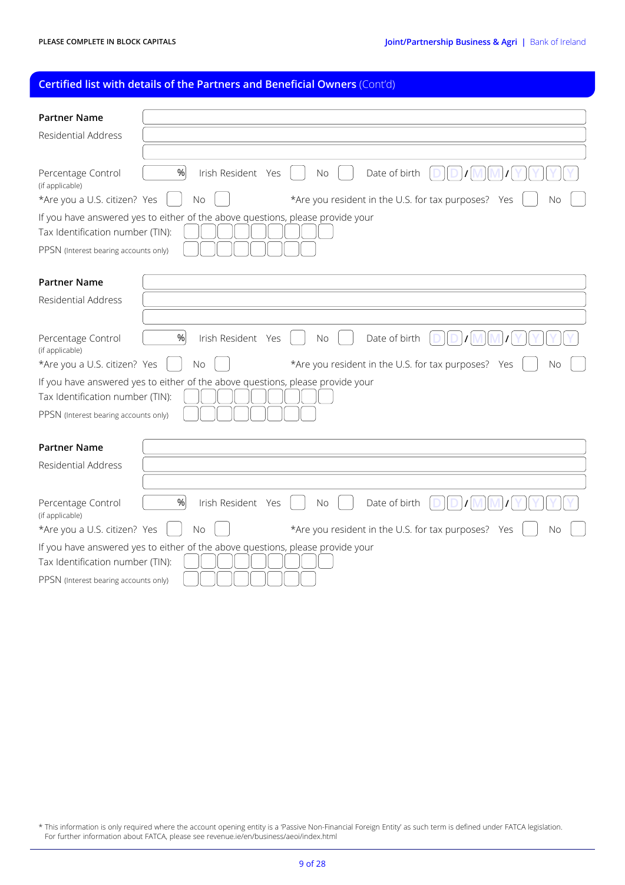PLEASE COMPLETE IN BLOCK CAPITALS

## Certified list with details of the Partners and Beneficial Owners (Cont'd)

**Partner Name**

Residential Address

Percentage Control (if applicable) % Irish Resident Yes ☐ No ☐ Date of birth D D / M M / Y Y Y Y

*Are you a U.S. citizen? Yes ☐ No ☐ *Are you resident in the U.S. for tax purposes? Yes ☐ No ☐

If you have answered yes to either of the above questions, please provide your

Tax Identification number (TIN):

PPSN (Interest bearing accounts only)

**Partner Name**

Residential Address

Percentage Control (if applicable) % Irish Resident Yes ☐ No ☐ Date of birth D D / M M / Y Y Y Y

*Are you a U.S. citizen? Yes ☐ No ☐ *Are you resident in the U.S. for tax purposes? Yes ☐ No ☐

If you have answered yes to either of the above questions, please provide your

Tax Identification number (TIN):

PPSN (Interest bearing accounts only)

**Partner Name**

Residential Address

Percentage Control (if applicable) % Irish Resident Yes ☐ No ☐ Date of birth D D / M M / Y Y Y Y

*Are you a U.S. citizen? Yes ☐ No ☐ *Are you resident in the U.S. for tax purposes? Yes ☐ No ☐

If you have answered yes to either of the above questions, please provide your

Tax Identification number (TIN):

PPSN (Interest bearing accounts only)

* This information is only required where the account opening entity is a 'Passive Non-Financial Foreign Entity' as such term is defined under FATCA legislation. For further information about FATCA, please see revenue.ie/en/business/aeoi/index.html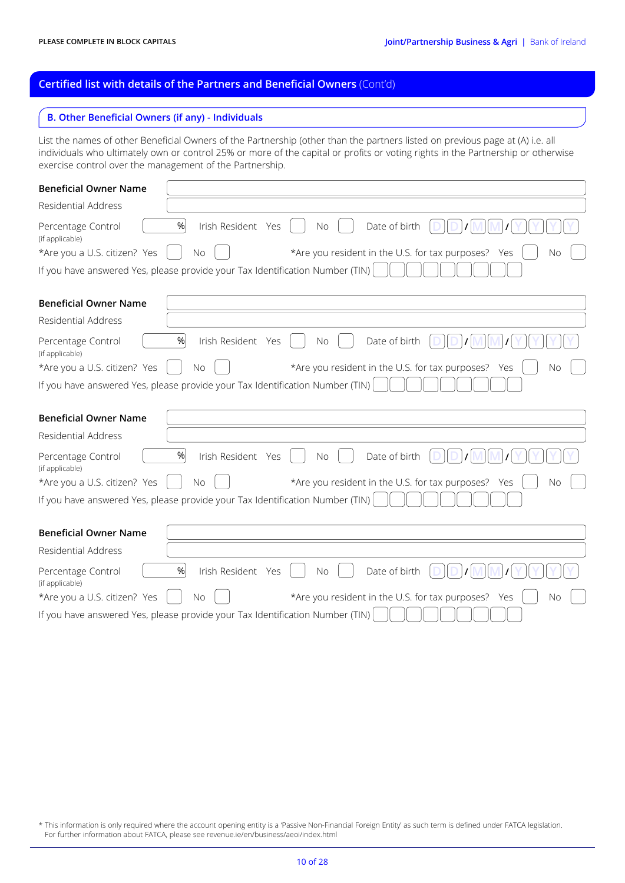PLEASE COMPLETE IN BLOCK CAPITALS

## Certified list with details of the Partners and Beneficial Owners (Cont'd)

### B. Other Beneficial Owners (if any) - Individuals

List the names of other Beneficial Owners of the Partnership (other than the partners listed on previous page at (A) i.e. all individuals who ultimately own or control 25% or more of the capital or profits or voting rights in the Partnership or otherwise exercise control over the management of the Partnership.

**Beneficial Owner Name**

Residential Address

Percentage Control (if applicable) % Irish Resident Yes ☐ No ☐ Date of birth DD/MM/YYYY

*Are you a U.S. citizen? Yes ☐ No ☐ *Are you resident in the U.S. for tax purposes? Yes ☐ No ☐

If you have answered Yes, please provide your Tax Identification Number (TIN)

**Beneficial Owner Name**

Residential Address

Percentage Control (if applicable) % Irish Resident Yes ☐ No ☐ Date of birth DD/MM/YYYY

*Are you a U.S. citizen? Yes ☐ No ☐ *Are you resident in the U.S. for tax purposes? Yes ☐ No ☐

If you have answered Yes, please provide your Tax Identification Number (TIN)

**Beneficial Owner Name**

Residential Address

Percentage Control (if applicable) % Irish Resident Yes ☐ No ☐ Date of birth DD/MM/YYYY

*Are you a U.S. citizen? Yes ☐ No ☐ *Are you resident in the U.S. for tax purposes? Yes ☐ No ☐

If you have answered Yes, please provide your Tax Identification Number (TIN)

**Beneficial Owner Name**

Residential Address

Percentage Control (if applicable) % Irish Resident Yes ☐ No ☐ Date of birth DD/MM/YYYY

*Are you a U.S. citizen? Yes ☐ No ☐ *Are you resident in the U.S. for tax purposes? Yes ☐ No ☐

If you have answered Yes, please provide your Tax Identification Number (TIN)

* This information is only required where the account opening entity is a 'Passive Non-Financial Foreign Entity' as such term is defined under FATCA legislation. For further information about FATCA, please see revenue.ie/en/business/aeoi/index.html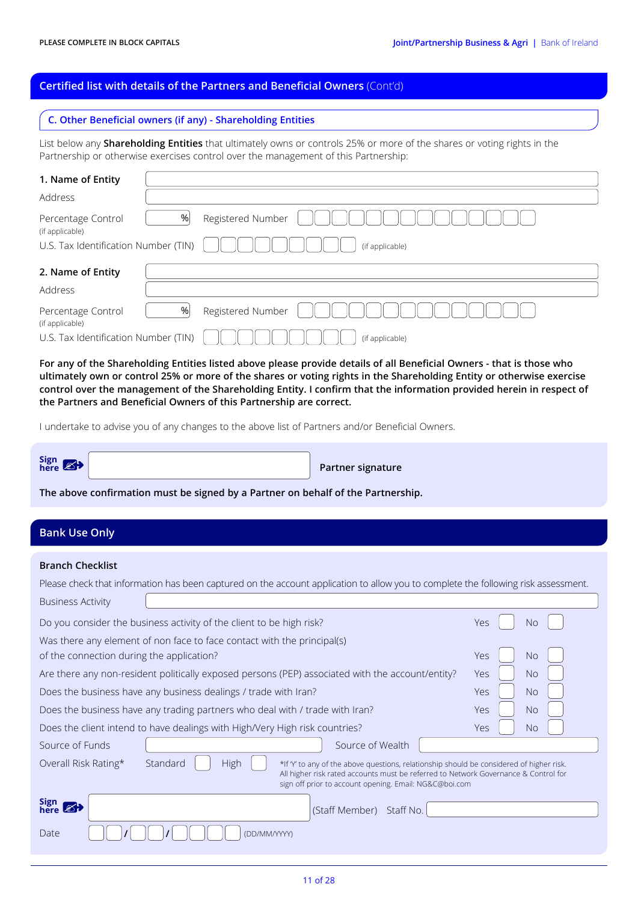PLEASE COMPLETE IN BLOCK CAPITALS

## Certified list with details of the Partners and Beneficial Owners (Cont'd)

### C. Other Beneficial owners (if any) - Shareholding Entities

List below any **Shareholding Entities** that ultimately owns or controls 25% or more of the shares or voting rights in the Partnership or otherwise exercises control over the management of this Partnership:

**1. Name of Entity**

Address

Percentage Control (if applicable) % Registered Number

U.S. Tax Identification Number (TIN) (if applicable)

**2. Name of Entity**

Address

Percentage Control (if applicable) % Registered Number

U.S. Tax Identification Number (TIN) (if applicable)

**For any of the Shareholding Entities listed above please provide details of all Beneficial Owners - that is those who ultimately own or control 25% or more of the shares or voting rights in the Shareholding Entity or otherwise exercise control over the management of the Shareholding Entity. I confirm that the information provided herein in respect of the Partners and Beneficial Owners of this Partnership are correct.**

I undertake to advise you of any changes to the above list of Partners and/or Beneficial Owners.

Sign here **Partner signature**

**The above confirmation must be signed by a Partner on behalf of the Partnership.**

## Bank Use Only

### Branch Checklist

Please check that information has been captured on the account application to allow you to complete the following risk assessment.

Business Activity

| Question | Yes | No |
|---|---|---|
| Do you consider the business activity of the client to be high risk? | | |
| Was there any element of non face to face contact with the principal(s) of the connection during the application? | | |
| Are there any non-resident politically exposed persons (PEP) associated with the account/entity? | | |
| Does the business have any business dealings / trade with Iran? | | |
| Does the business have any trading partners who deal with / trade with Iran? | | |
| Does the client intend to have dealings with High/Very High risk countries? | | |

Source of Funds Source of Wealth

Overall Risk Rating* Standard High

*If 'Y' to any of the above questions, relationship should be considered of higher risk. All higher risk rated accounts must be referred to Network Governance & Control for sign off prior to account opening. Email: NG&C@boi.com

Sign here (Staff Member) Staff No.

Date / / (DD/MM/YYYY)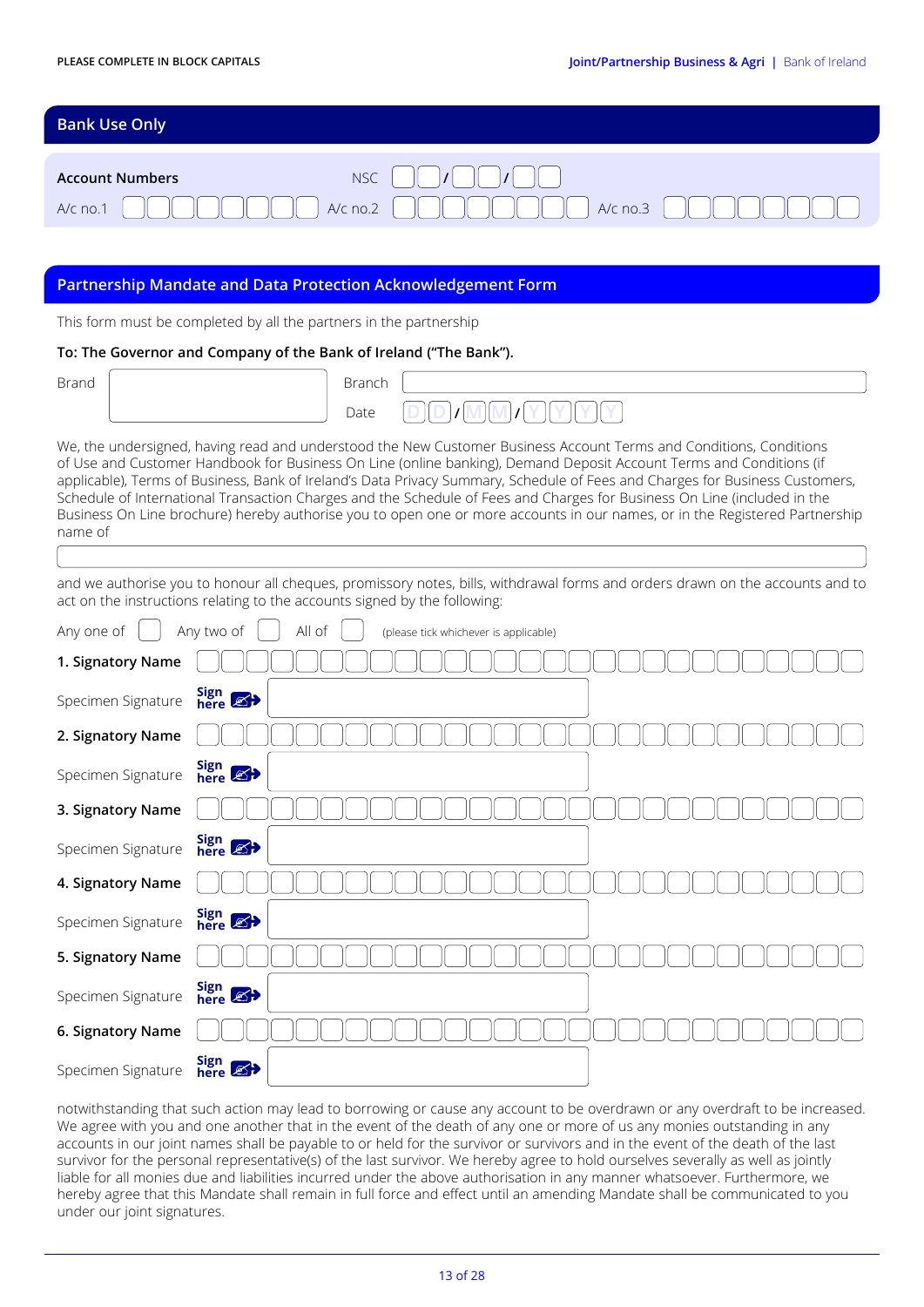PLEASE COMPLETE IN BLOCK CAPITALS

## Bank Use Only

**Account Numbers** NSC ☐☐/☐☐/☐☐

A/c no.1 ☐☐☐☐☐☐☐☐ A/c no.2 ☐☐☐☐☐☐☐☐ A/c no.3 ☐☐☐☐☐☐☐☐

## Partnership Mandate and Data Protection Acknowledgement Form

This form must be completed by all the partners in the partnership

**To: The Governor and Company of the Bank of Ireland ("The Bank").**

Brand ____________ Branch ____________

Date D D / M M / Y Y Y Y

We, the undersigned, having read and understood the New Customer Business Account Terms and Conditions, Conditions of Use and Customer Handbook for Business On Line (online banking), Demand Deposit Account Terms and Conditions (if applicable), Terms of Business, Bank of Ireland's Data Privacy Summary, Schedule of Fees and Charges for Business Customers, Schedule of International Transaction Charges and the Schedule of Fees and Charges for Business On Line (included in the Business On Line brochure) hereby authorise you to open one or more accounts in our names, or in the Registered Partnership name of

____________________________________________

and we authorise you to honour all cheques, promissory notes, bills, withdrawal forms and orders drawn on the accounts and to act on the instructions relating to the accounts signed by the following:

Any one of ☐ Any two of ☐ All of ☐ (please tick whichever is applicable)

**1. Signatory Name** ____________________

Specimen Signature Sign here ____________________

**2. Signatory Name** ____________________

Specimen Signature Sign here ____________________

**3. Signatory Name** ____________________

Specimen Signature Sign here ____________________

**4. Signatory Name** ____________________

Specimen Signature Sign here ____________________

**5. Signatory Name** ____________________

Specimen Signature Sign here ____________________

**6. Signatory Name** ____________________

Specimen Signature Sign here ____________________

notwithstanding that such action may lead to borrowing or cause any account to be overdrawn or any overdraft to be increased. We agree with you and one another that in the event of the death of any one or more of us any monies outstanding in any accounts in our joint names shall be payable to or held for the survivor or survivors and in the event of the death of the last survivor for the personal representative(s) of the last survivor. We hereby agree to hold ourselves severally as well as jointly liable for all monies due and liabilities incurred under the above authorisation in any manner whatsoever. Furthermore, we hereby agree that this Mandate shall remain in full force and effect until an amending Mandate shall be communicated to you under our joint signatures.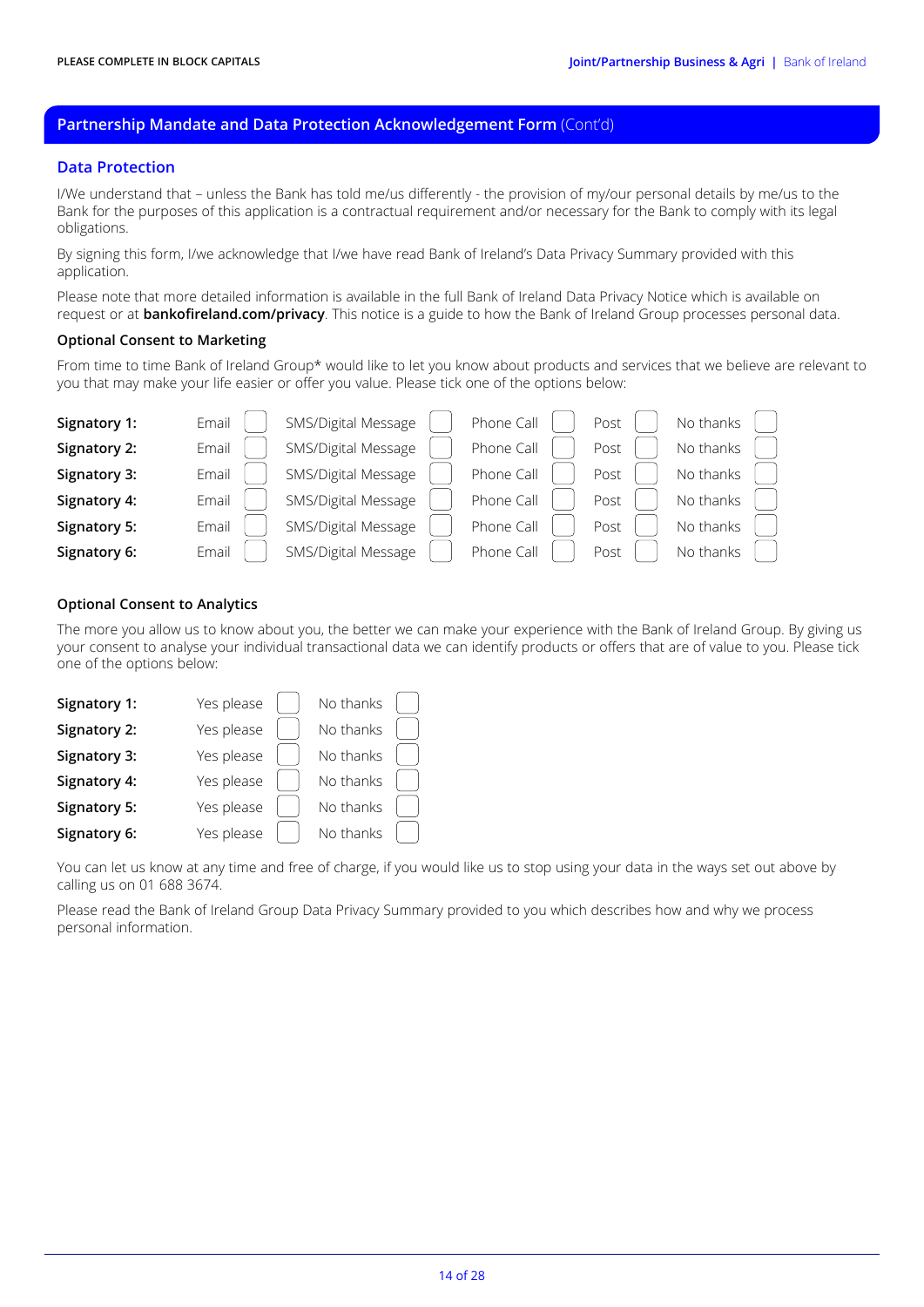**PLEASE COMPLETE IN BLOCK CAPITALS**

## Partnership Mandate and Data Protection Acknowledgement Form (Cont'd)

### Data Protection

I/We understand that – unless the Bank has told me/us differently - the provision of my/our personal details by me/us to the Bank for the purposes of this application is a contractual requirement and/or necessary for the Bank to comply with its legal obligations.

By signing this form, I/we acknowledge that I/we have read Bank of Ireland's Data Privacy Summary provided with this application.

Please note that more detailed information is available in the full Bank of Ireland Data Privacy Notice which is available on request or at **bankofireland.com/privacy**. This notice is a guide to how the Bank of Ireland Group processes personal data.

**Optional Consent to Marketing**

From time to time Bank of Ireland Group* would like to let you know about products and services that we believe are relevant to you that may make your life easier or offer you value. Please tick one of the options below:

| | Email | SMS/Digital Message | Phone Call | Post | No thanks |
|---|---|---|---|---|---|
| **Signatory 1:** | ☐ | ☐ | ☐ | ☐ | ☐ |
| **Signatory 2:** | ☐ | ☐ | ☐ | ☐ | ☐ |
| **Signatory 3:** | ☐ | ☐ | ☐ | ☐ | ☐ |
| **Signatory 4:** | ☐ | ☐ | ☐ | ☐ | ☐ |
| **Signatory 5:** | ☐ | ☐ | ☐ | ☐ | ☐ |
| **Signatory 6:** | ☐ | ☐ | ☐ | ☐ | ☐ |

**Optional Consent to Analytics**

The more you allow us to know about you, the better we can make your experience with the Bank of Ireland Group. By giving us your consent to analyse your individual transactional data we can identify products or offers that are of value to you. Please tick one of the options below:

| | Yes please | No thanks |
|---|---|---|
| **Signatory 1:** | ☐ | ☐ |
| **Signatory 2:** | ☐ | ☐ |
| **Signatory 3:** | ☐ | ☐ |
| **Signatory 4:** | ☐ | ☐ |
| **Signatory 5:** | ☐ | ☐ |
| **Signatory 6:** | ☐ | ☐ |

You can let us know at any time and free of charge, if you would like us to stop using your data in the ways set out above by calling us on 01 688 3674.

Please read the Bank of Ireland Group Data Privacy Summary provided to you which describes how and why we process personal information.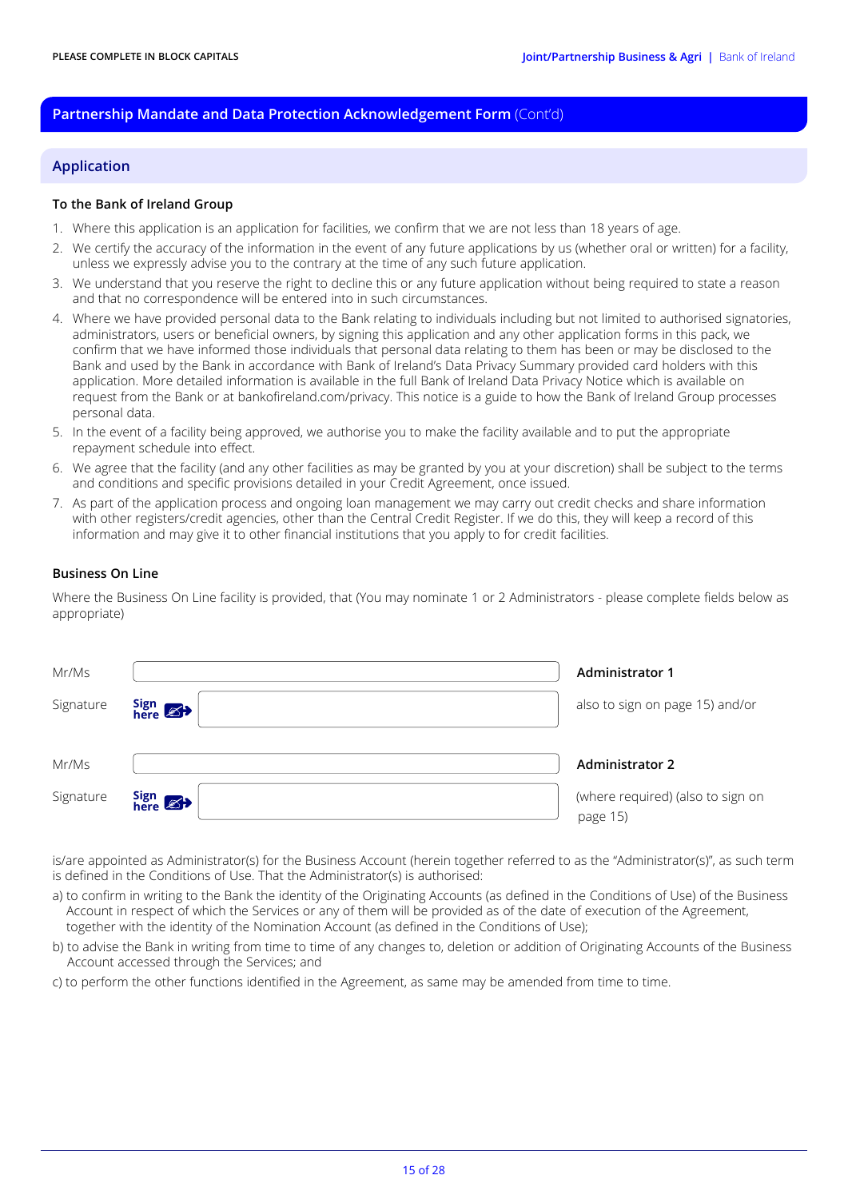PLEASE COMPLETE IN BLOCK CAPITALS

## Partnership Mandate and Data Protection Acknowledgement Form (Cont'd)

### Application

**To the Bank of Ireland Group**

1. Where this application is an application for facilities, we confirm that we are not less than 18 years of age.
2. We certify the accuracy of the information in the event of any future applications by us (whether oral or written) for a facility, unless we expressly advise you to the contrary at the time of any such future application.
3. We understand that you reserve the right to decline this or any future application without being required to state a reason and that no correspondence will be entered into in such circumstances.
4. Where we have provided personal data to the Bank relating to individuals including but not limited to authorised signatories, administrators, users or beneficial owners, by signing this application and any other application forms in this pack, we confirm that we have informed those individuals that personal data relating to them has been or may be disclosed to the Bank and used by the Bank in accordance with Bank of Ireland's Data Privacy Summary provided card holders with this application. More detailed information is available in the full Bank of Ireland Data Privacy Notice which is available on request from the Bank or at bankofireland.com/privacy. This notice is a guide to how the Bank of Ireland Group processes personal data.
5. In the event of a facility being approved, we authorise you to make the facility available and to put the appropriate repayment schedule into effect.
6. We agree that the facility (and any other facilities as may be granted by you at your discretion) shall be subject to the terms and conditions and specific provisions detailed in your Credit Agreement, once issued.
7. As part of the application process and ongoing loan management we may carry out credit checks and share information with other registers/credit agencies, other than the Central Credit Register. If we do this, they will keep a record of this information and may give it to other financial institutions that you apply to for credit facilities.

**Business On Line**

Where the Business On Line facility is provided, that (You may nominate 1 or 2 Administrators - please complete fields below as appropriate)

| | | |
|---|---|---|
| Mr/Ms | | **Administrator 1** |
| Signature | Sign here | also to sign on page 15) and/or |
| Mr/Ms | | **Administrator 2** |
| Signature | Sign here | (where required) (also to sign on page 15) |

is/are appointed as Administrator(s) for the Business Account (herein together referred to as the "Administrator(s)", as such term is defined in the Conditions of Use. That the Administrator(s) is authorised:

a) to confirm in writing to the Bank the identity of the Originating Accounts (as defined in the Conditions of Use) of the Business Account in respect of which the Services or any of them will be provided as of the date of execution of the Agreement, together with the identity of the Nomination Account (as defined in the Conditions of Use);

b) to advise the Bank in writing from time to time of any changes to, deletion or addition of Originating Accounts of the Business Account accessed through the Services; and

c) to perform the other functions identified in the Agreement, as same may be amended from time to time.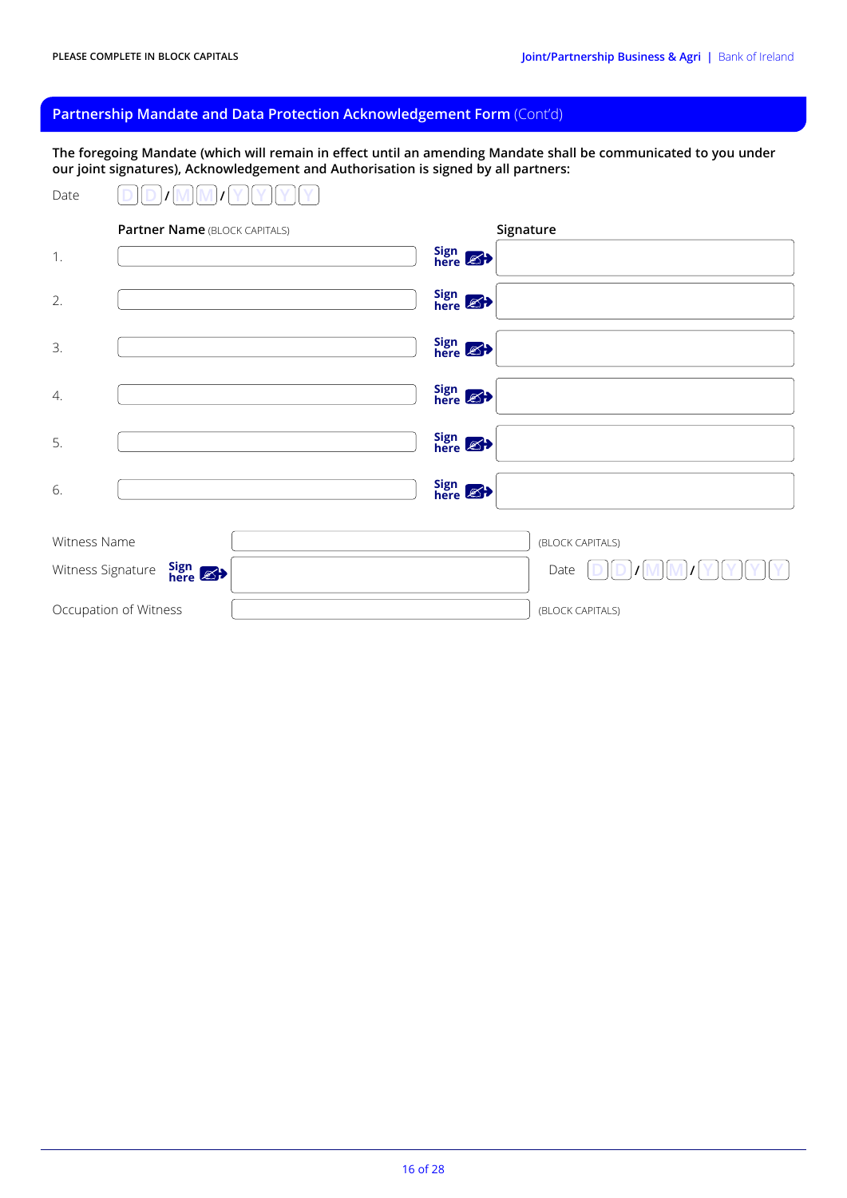PLEASE COMPLETE IN BLOCK CAPITALS

## Partnership Mandate and Data Protection Acknowledgement Form (Cont'd)

**The foregoing Mandate (which will remain in effect until an amending Mandate shall be communicated to you under our joint signatures), Acknowledgement and Authorisation is signed by all partners:**

Date D D / M M / Y Y Y Y

| | **Partner Name** (BLOCK CAPITALS) | | **Signature** |
|---|---|---|---|
| 1. | | Sign here | |
| 2. | | Sign here | |
| 3. | | Sign here | |
| 4. | | Sign here | |
| 5. | | Sign here | |
| 6. | | Sign here | |

Witness Name ______________________ (BLOCK CAPITALS)

Witness Signature Sign here ______________________ Date D D / M M / Y Y Y Y

Occupation of Witness ______________________ (BLOCK CAPITALS)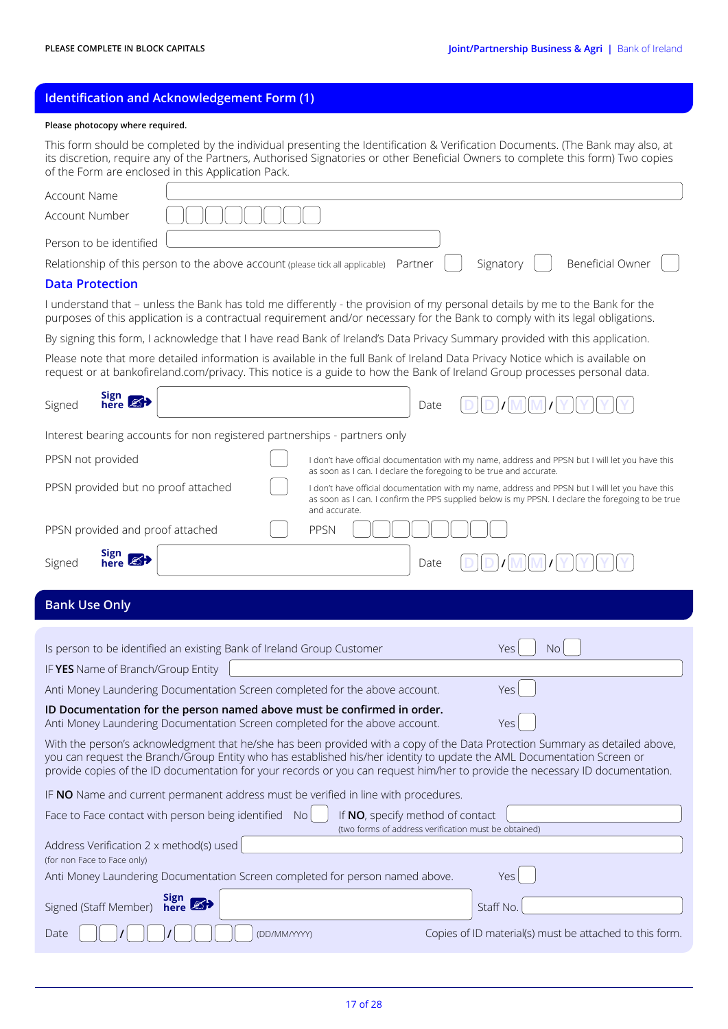PLEASE COMPLETE IN BLOCK CAPITALS

Joint/Partnership Business & Agri | Bank of Ireland

## Identification and Acknowledgement Form (1)

**Please photocopy where required.**

This form should be completed by the individual presenting the Identification & Verification Documents. (The Bank may also, at its discretion, require any of the Partners, Authorised Signatories or other Beneficial Owners to complete this form) Two copies of the Form are enclosed in this Application Pack.

Account Name

Account Number

Person to be identified

Relationship of this person to the above account (please tick all applicable) Partner ☐ Signatory ☐ Beneficial Owner ☐

### Data Protection

I understand that – unless the Bank has told me differently - the provision of my personal details by me to the Bank for the purposes of this application is a contractual requirement and/or necessary for the Bank to comply with its legal obligations.

By signing this form, I acknowledge that I have read Bank of Ireland's Data Privacy Summary provided with this application.

Please note that more detailed information is available in the full Bank of Ireland Data Privacy Notice which is available on request or at bankofireland.com/privacy. This notice is a guide to how the Bank of Ireland Group processes personal data.

Signed **Sign here** Date DD/MM/YYYY

Interest bearing accounts for non registered partnerships - partners only

PPSN not provided ☐ I don't have official documentation with my name, address and PPSN but I will let you have this as soon as I can. I declare the foregoing to be true and accurate.

PPSN provided but no proof attached ☐ I don't have official documentation with my name, address and PPSN but I will let you have this as soon as I can. I confirm the PPS supplied below is my PPSN. I declare the foregoing to be true and accurate.

PPSN provided and proof attached ☐ PPSN

Signed **Sign here** Date DD/MM/YYYY

## Bank Use Only

Is person to be identified an existing Bank of Ireland Group Customer Yes ☐ No ☐

IF **YES** Name of Branch/Group Entity

Anti Money Laundering Documentation Screen completed for the above account. Yes ☐

**ID Documentation for the person named above must be confirmed in order.**
Anti Money Laundering Documentation Screen completed for the above account. Yes ☐

With the person's acknowledgment that he/she has been provided with a copy of the Data Protection Summary as detailed above, you can request the Branch/Group Entity who has established his/her identity to update the AML Documentation Screen or provide copies of the ID documentation for your records or you can request him/her to provide the necessary ID documentation.

IF **NO** Name and current permanent address must be verified in line with procedures.

Face to Face contact with person being identified No ☐ If **NO**, specify method of contact
(two forms of address verification must be obtained)

Address Verification 2 x method(s) used
(for non Face to Face only)

Anti Money Laundering Documentation Screen completed for person named above. Yes ☐

Signed (Staff Member) **Sign here** Staff No.

Date (DD/MM/YYYY) Copies of ID material(s) must be attached to this form.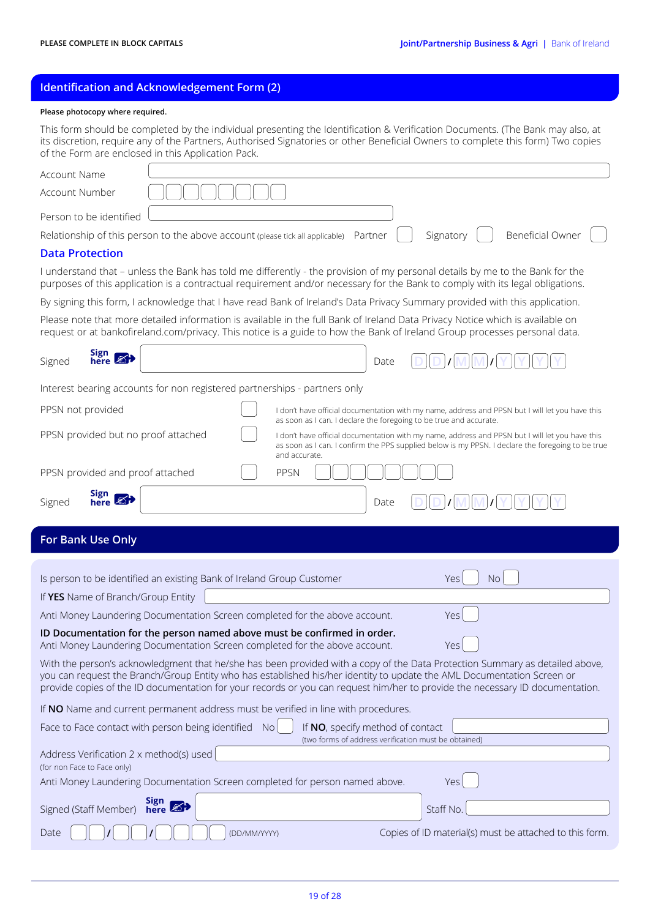PLEASE COMPLETE IN BLOCK CAPITALS

## Identification and Acknowledgement Form (2)

**Please photocopy where required.**

This form should be completed by the individual presenting the Identification & Verification Documents. (The Bank may also, at its discretion, require any of the Partners, Authorised Signatories or other Beneficial Owners to complete this form) Two copies of the Form are enclosed in this Application Pack.

Account Name

Account Number ☐☐☐☐☐☐☐☐

Person to be identified

Relationship of this person to the above account (please tick all applicable) Partner ☐ Signatory ☐ Beneficial Owner ☐

### Data Protection

I understand that – unless the Bank has told me differently - the provision of my personal details by me to the Bank for the purposes of this application is a contractual requirement and/or necessary for the Bank to comply with its legal obligations.

By signing this form, I acknowledge that I have read Bank of Ireland's Data Privacy Summary provided with this application.

Please note that more detailed information is available in the full Bank of Ireland Data Privacy Notice which is available on request or at bankofireland.com/privacy. This notice is a guide to how the Bank of Ireland Group processes personal data.

Signed (Sign here) Date DD/MM/YYYY

Interest bearing accounts for non registered partnerships - partners only

PPSN not provided ☐ I don't have official documentation with my name, address and PPSN but I will let you have this as soon as I can. I declare the foregoing to be true and accurate.

PPSN provided but no proof attached ☐ I don't have official documentation with my name, address and PPSN but I will let you have this as soon as I can. I confirm the PPS supplied below is my PPSN. I declare the foregoing to be true and accurate.

PPSN provided and proof attached ☐ PPSN ☐☐☐☐☐☐☐☐

Signed (Sign here) Date DD/MM/YYYY

## For Bank Use Only

Is person to be identified an existing Bank of Ireland Group Customer Yes ☐ No ☐

If **YES** Name of Branch/Group Entity

Anti Money Laundering Documentation Screen completed for the above account. Yes ☐

**ID Documentation for the person named above must be confirmed in order.**
Anti Money Laundering Documentation Screen completed for the above account. Yes ☐

With the person's acknowledgment that he/she has been provided with a copy of the Data Protection Summary as detailed above, you can request the Branch/Group Entity who has established his/her identity to update the AML Documentation Screen or provide copies of the ID documentation for your records or you can request him/her to provide the necessary ID documentation.

If **NO** Name and current permanent address must be verified in line with procedures.

Face to Face contact with person being identified No ☐ If **NO**, specify method of contact
(two forms of address verification must be obtained)

Address Verification 2 x method(s) used
(for non Face to Face only)

Anti Money Laundering Documentation Screen completed for person named above. Yes ☐

Signed (Staff Member) (Sign here) Staff No.

Date ☐☐/☐☐/☐☐☐☐ (DD/MM/YYYY) Copies of ID material(s) must be attached to this form.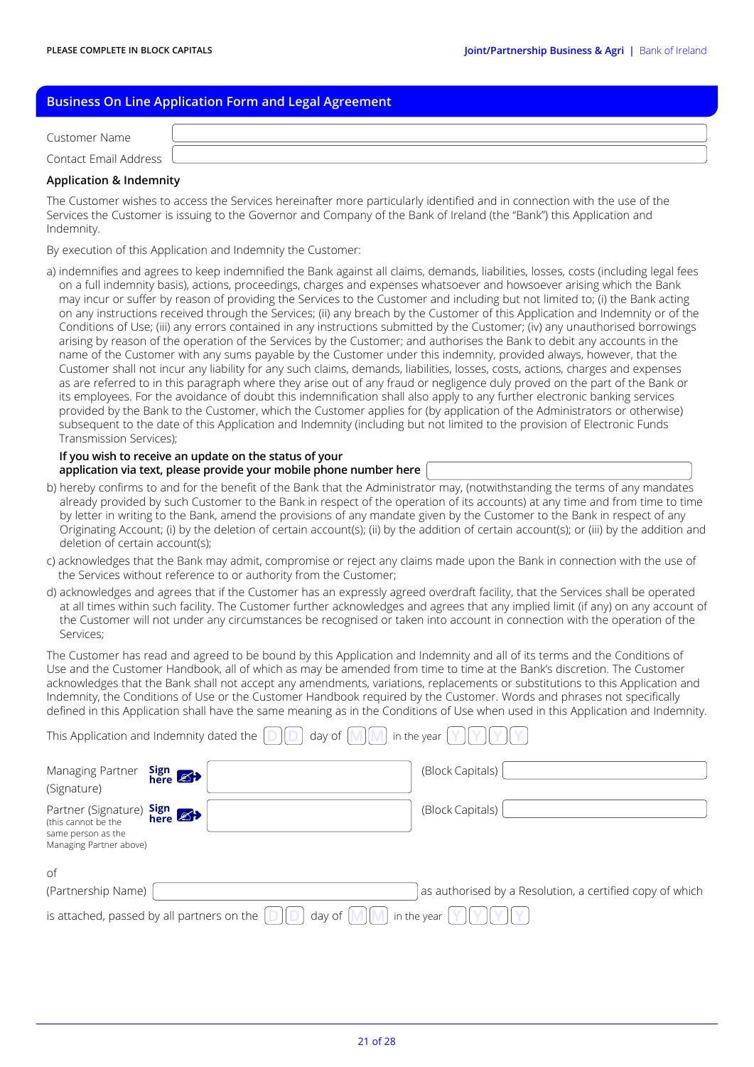PLEASE COMPLETE IN BLOCK CAPITALS

Joint/Partnership Business & Agri | Bank of Ireland

## Business On Line Application Form and Legal Agreement

Customer Name

Contact Email Address

### Application & Indemnity

The Customer wishes to access the Services hereinafter more particularly identified and in connection with the use of the Services the Customer is issuing to the Governor and Company of the Bank of Ireland (the "Bank") this Application and Indemnity.

By execution of this Application and Indemnity the Customer:

a) indemnifies and agrees to keep indemnified the Bank against all claims, demands, liabilities, losses, costs (including legal fees on a full indemnity basis), actions, proceedings, charges and expenses whatsoever and howsoever arising which the Bank may incur or suffer by reason of providing the Services to the Customer and including but not limited to; (i) the Bank acting on any instructions received through the Services; (ii) any breach by the Customer of this Application and Indemnity or of the Conditions of Use; (iii) any errors contained in any instructions submitted by the Customer; (iv) any unauthorised borrowings arising by reason of the operation of the Services by the Customer; and authorises the Bank to debit any accounts in the name of the Customer with any sums payable by the Customer under this indemnity, provided always, however, that the Customer shall not incur any liability for any such claims, demands, liabilities, losses, costs, actions, charges and expenses as are referred to in this paragraph where they arise out of any fraud or negligence duly proved on the part of the Bank or its employees. For the avoidance of doubt this indemnification shall also apply to any further electronic banking services provided by the Bank to the Customer, which the Customer applies for (by application of the Administrators or otherwise) subsequent to the date of this Application and Indemnity (including but not limited to the provision of Electronic Funds Transmission Services);

**If you wish to receive an update on the status of your application via text, please provide your mobile phone number here**

b) hereby confirms to and for the benefit of the Bank that the Administrator may, (notwithstanding the terms of any mandates already provided by such Customer to the Bank in respect of the operation of its accounts) at any time and from time to time by letter in writing to the Bank, amend the provisions of any mandate given by the Customer to the Bank in respect of any Originating Account; (i) by the deletion of certain account(s); (ii) by the addition of certain account(s); or (iii) by the addition and deletion of certain account(s);

c) acknowledges that the Bank may admit, compromise or reject any claims made upon the Bank in connection with the use of the Services without reference to or authority from the Customer;

d) acknowledges and agrees that if the Customer has an expressly agreed overdraft facility, that the Services shall be operated at all times within such facility. The Customer further acknowledges and agrees that any implied limit (if any) on any account of the Customer will not under any circumstances be recognised or taken into account in connection with the operation of the Services;

The Customer has read and agreed to be bound by this Application and Indemnity and all of its terms and the Conditions of Use and the Customer Handbook, all of which as may be amended from time to time at the Bank's discretion. The Customer acknowledges that the Bank shall not accept any amendments, variations, replacements or substitutions to this Application and Indemnity, the Conditions of Use or the Customer Handbook required by the Customer. Words and phrases not specifically defined in this Application shall have the same meaning as in the Conditions of Use when used in this Application and Indemnity.

This Application and Indemnity dated the D D day of M M in the year Y Y Y Y

Managing Partner (Signature) **Sign here** (Block Capitals)

Partner (Signature) **Sign here** (Block Capitals)
(this cannot be the same person as the Managing Partner above)

of

(Partnership Name) as authorised by a Resolution, a certified copy of which is attached, passed by all partners on the D D day of M M in the year Y Y Y Y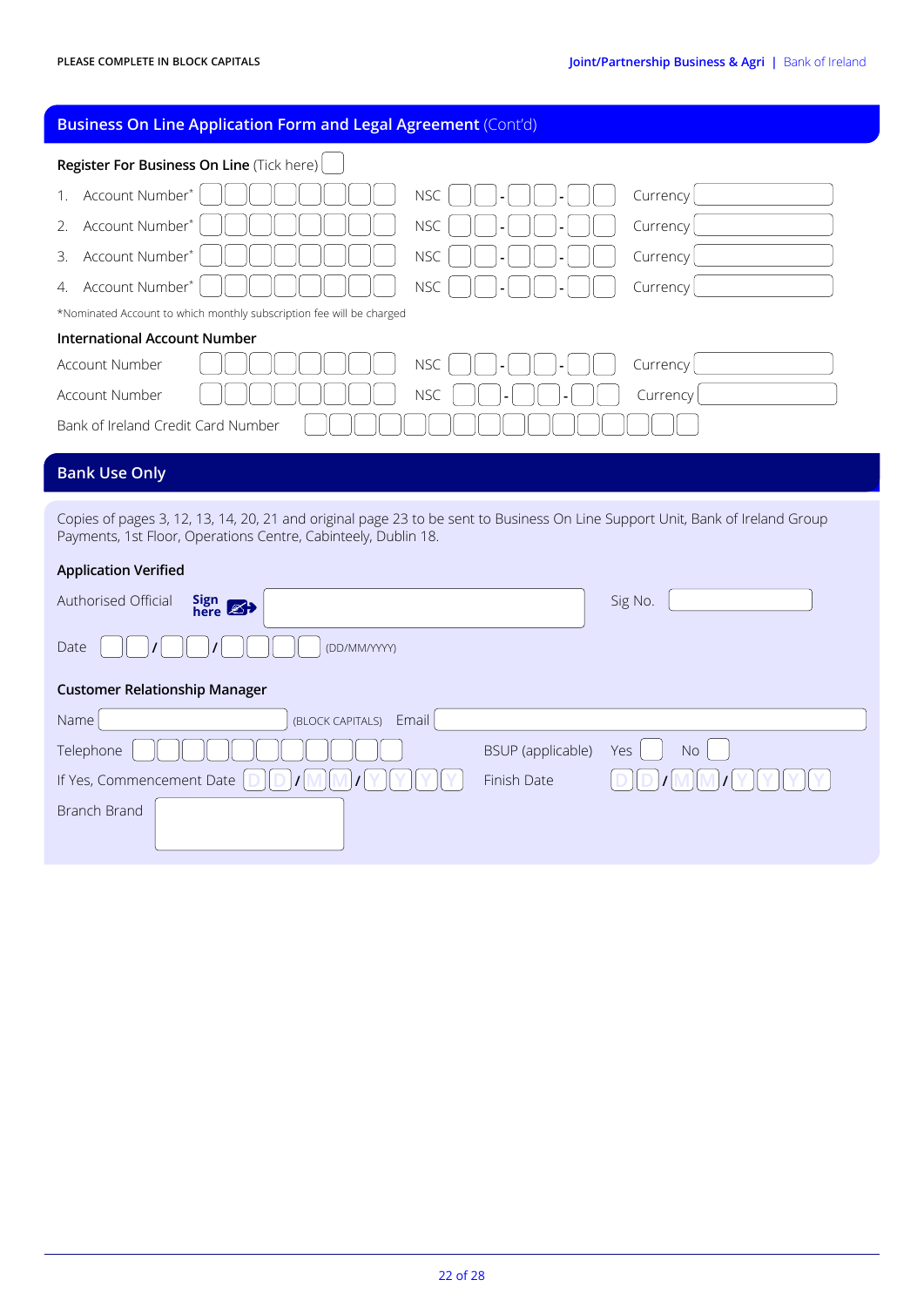PLEASE COMPLETE IN BLOCK CAPITALS

## Business On Line Application Form and Legal Agreement (Cont'd)

**Register For Business On Line** (Tick here) ☐

| | Account Number | NSC | Currency |
|---|---|---|---|
| 1. | Account Number* | NSC __ __ - __ __ - __ __ | Currency |
| 2. | Account Number* | NSC __ __ - __ __ - __ __ | Currency |
| 3. | Account Number* | NSC __ __ - __ __ - __ __ | Currency |
| 4. | Account Number* | NSC __ __ - __ __ - __ __ | Currency |

*Nominated Account to which monthly subscription fee will be charged

**International Account Number**

| Account Number | NSC | Currency |
|---|---|---|
| Account Number | NSC __ __ - __ __ - __ __ | Currency |
| Account Number | NSC __ __ - __ __ - __ __ | Currency |

Bank of Ireland Credit Card Number

## Bank Use Only

Copies of pages 3, 12, 13, 14, 20, 21 and original page 23 to be sent to Business On Line Support Unit, Bank of Ireland Group Payments, 1st Floor, Operations Centre, Cabinteely, Dublin 18.

**Application Verified**

Authorised Official **Sign here** ______________________ Sig No. ____________

Date __ __ / __ __ / __ __ __ __ (DD/MM/YYYY)

**Customer Relationship Manager**

Name ____________________ (BLOCK CAPITALS) Email ____________________

Telephone ____________________ BSUP (applicable) Yes ☐ No ☐

If Yes, Commencement Date D D / M M / Y Y Y Y Finish Date D D / M M / Y Y Y Y

Branch Brand ____________________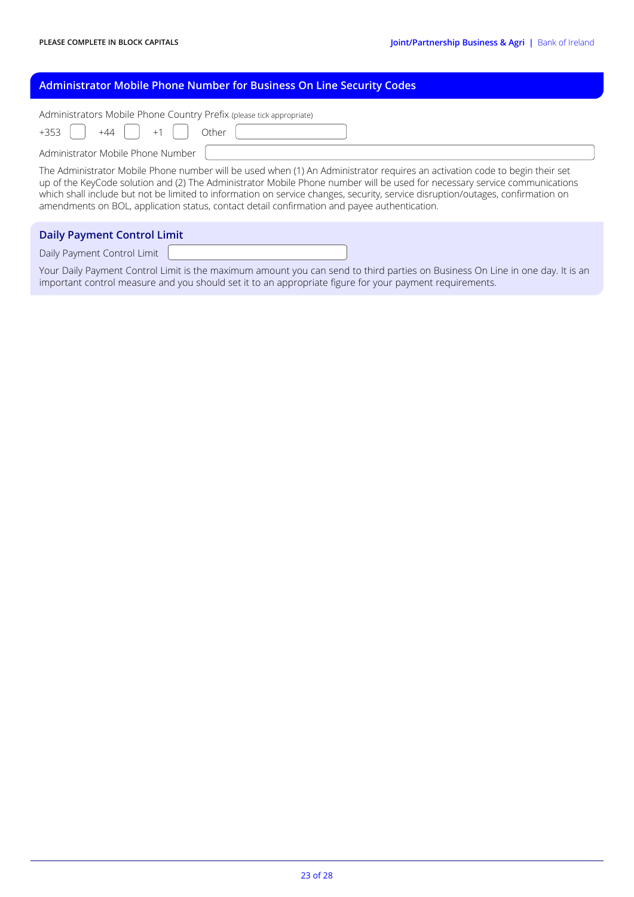PLEASE COMPLETE IN BLOCK CAPITALS

## Administrator Mobile Phone Number for Business On Line Security Codes

Administrators Mobile Phone Country Prefix (please tick appropriate)

+353 ☐ +44 ☐ +1 ☐ Other ________

Administrator Mobile Phone Number ________

The Administrator Mobile Phone number will be used when (1) An Administrator requires an activation code to begin their set up of the KeyCode solution and (2) The Administrator Mobile Phone number will be used for necessary service communications which shall include but not be limited to information on service changes, security, service disruption/outages, confirmation on amendments on BOL, application status, contact detail confirmation and payee authentication.

## Daily Payment Control Limit

Daily Payment Control Limit ________

Your Daily Payment Control Limit is the maximum amount you can send to third parties on Business On Line in one day. It is an important control measure and you should set it to an appropriate figure for your payment requirements.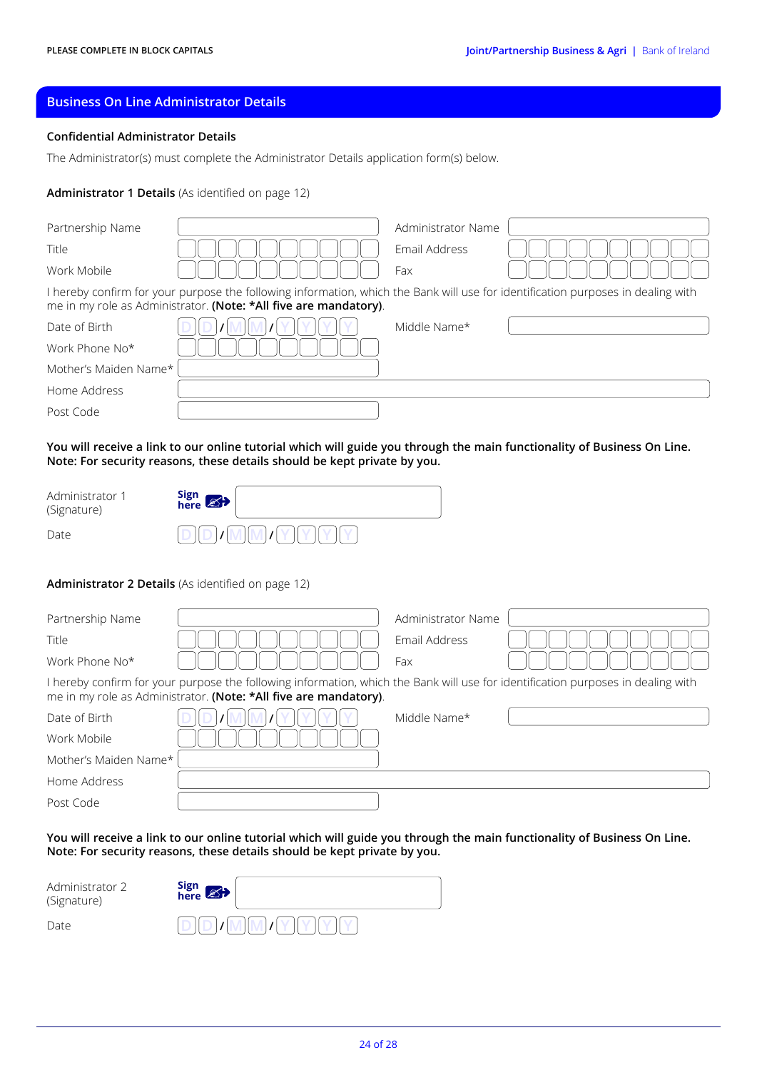PLEASE COMPLETE IN BLOCK CAPITALS

## Business On Line Administrator Details

### Confidential Administrator Details

The Administrator(s) must complete the Administrator Details application form(s) below.

**Administrator 1 Details** (As identified on page 12)

| | | | |
|---|---|---|---|
| Partnership Name | | Administrator Name | |
| Title | | Email Address | |
| Work Mobile | | Fax | |

I hereby confirm for your purpose the following information, which the Bank will use for identification purposes in dealing with me in my role as Administrator. **(Note: *All five are mandatory)**.

| | | | |
|---|---|---|---|
| Date of Birth | DD/MM/YYYY | Middle Name* | |
| Work Phone No* | | | |
| Mother's Maiden Name* | | | |
| Home Address | | | |
| Post Code | | | |

**You will receive a link to our online tutorial which will guide you through the main functionality of Business On Line. Note: For security reasons, these details should be kept private by you.**

| | | |
|---|---|---|
| Administrator 1 (Signature) | **Sign here** | |
| Date | DD/MM/YYYY | |

**Administrator 2 Details** (As identified on page 12)

| | | | |
|---|---|---|---|
| Partnership Name | | Administrator Name | |
| Title | | Email Address | |
| Work Phone No* | | Fax | |

I hereby confirm for your purpose the following information, which the Bank will use for identification purposes in dealing with me in my role as Administrator. **(Note: *All five are mandatory)**.

| | | | |
|---|---|---|---|
| Date of Birth | DD/MM/YYYY | Middle Name* | |
| Work Mobile | | | |
| Mother's Maiden Name* | | | |
| Home Address | | | |
| Post Code | | | |

**You will receive a link to our online tutorial which will guide you through the main functionality of Business On Line. Note: For security reasons, these details should be kept private by you.**

| | | |
|---|---|---|
| Administrator 2 (Signature) | **Sign here** | |
| Date | DD/MM/YYYY | |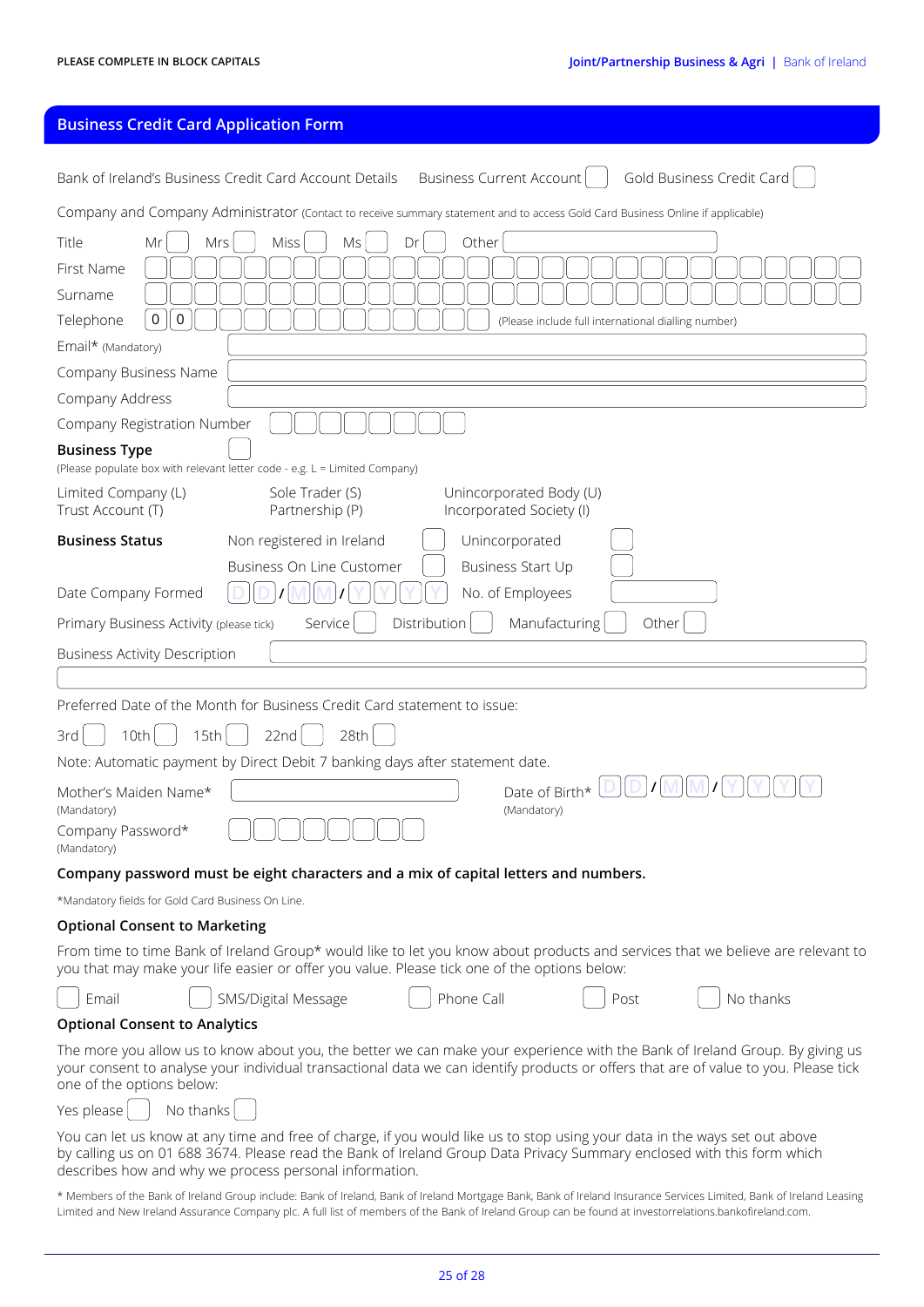PLEASE COMPLETE IN BLOCK CAPITALS

## Business Credit Card Application Form

Bank of Ireland's Business Credit Card Account Details | Business Current Account ☐ | Gold Business Credit Card ☐

Company and Company Administrator (Contact to receive summary statement and to access Gold Card Business Online if applicable)

Title: Mr ☐ Mrs ☐ Miss ☐ Ms ☐ Dr ☐ Other ______

First Name: ______

Surname: ______

Telephone: 0 0 ______ (Please include full international dialling number)

Email* (Mandatory): ______

Company Business Name: ______

Company Address: ______

Company Registration Number: ______

**Business Type** ☐
(Please populate box with relevant letter code - e.g. L = Limited Company)

| | | |
|---|---|---|
| Limited Company (L) | Sole Trader (S) | Unincorporated Body (U) |
| Trust Account (T) | Partnership (P) | Incorporated Society (I) |

**Business Status**

Non registered in Ireland ☐ Unincorporated ☐

Business On Line Customer ☐ Business Start Up ☐

Date Company Formed: DD/MM/YYYY    No. of Employees: ______

Primary Business Activity (please tick): Service ☐ Distribution ☐ Manufacturing ☐ Other ☐

Business Activity Description: ______

Preferred Date of the Month for Business Credit Card statement to issue:

3rd ☐ 10th ☐ 15th ☐ 22nd ☐ 28th ☐

Note: Automatic payment by Direct Debit 7 banking days after statement date.

Mother's Maiden Name* (Mandatory): ______    Date of Birth* (Mandatory): DD/MM/YYYY

Company Password* (Mandatory): ______

**Company password must be eight characters and a mix of capital letters and numbers.**

*Mandatory fields for Gold Card Business On Line.

**Optional Consent to Marketing**

From time to time Bank of Ireland Group* would like to let you know about products and services that we believe are relevant to you that may make your life easier or offer you value. Please tick one of the options below:

☐ Email ☐ SMS/Digital Message ☐ Phone Call ☐ Post ☐ No thanks

**Optional Consent to Analytics**

The more you allow us to know about you, the better we can make your experience with the Bank of Ireland Group. By giving us your consent to analyse your individual transactional data we can identify products or offers that are of value to you. Please tick one of the options below:

Yes please ☐ No thanks ☐

You can let us know at any time and free of charge, if you would like us to stop using your data in the ways set out above by calling us on 01 688 3674. Please read the Bank of Ireland Group Data Privacy Summary enclosed with this form which describes how and why we process personal information.

* Members of the Bank of Ireland Group include: Bank of Ireland, Bank of Ireland Mortgage Bank, Bank of Ireland Insurance Services Limited, Bank of Ireland Leasing Limited and New Ireland Assurance Company plc. A full list of members of the Bank of Ireland Group can be found at investorrelations.bankofireland.com.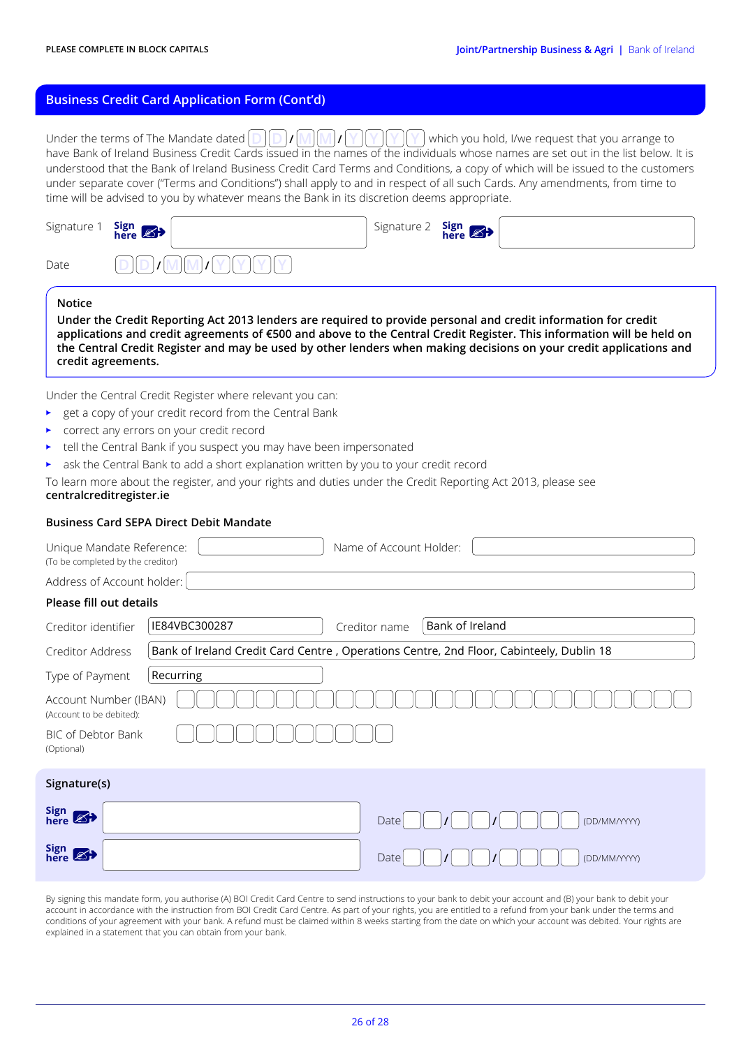PLEASE COMPLETE IN BLOCK CAPITALS

## Business Credit Card Application Form (Cont'd)

Under the terms of The Mandate dated D D / M M / Y Y Y Y which you hold, I/we request that you arrange to have Bank of Ireland Business Credit Cards issued in the names of the individuals whose names are set out in the list below. It is understood that the Bank of Ireland Business Credit Card Terms and Conditions, a copy of which will be issued to the customers under separate cover ("Terms and Conditions") shall apply to and in respect of all such Cards. Any amendments, from time to time will be advised to you by whatever means the Bank in its discretion deems appropriate.

Signature 1 Sign here ____________ Signature 2 Sign here ____________

Date D D / M M / Y Y Y Y

**Notice**

**Under the Credit Reporting Act 2013 lenders are required to provide personal and credit information for credit applications and credit agreements of €500 and above to the Central Credit Register. This information will be held on the Central Credit Register and may be used by other lenders when making decisions on your credit applications and credit agreements.**

Under the Central Credit Register where relevant you can:

- get a copy of your credit record from the Central Bank
- correct any errors on your credit record
- tell the Central Bank if you suspect you may have been impersonated
- ask the Central Bank to add a short explanation written by you to your credit record

To learn more about the register, and your rights and duties under the Credit Reporting Act 2013, please see **centralcreditregister.ie**

### Business Card SEPA Direct Debit Mandate

Unique Mandate Reference: ____________ Name of Account Holder: ____________
(To be completed by the creditor)

Address of Account holder: ____________

**Please fill out details**

| | | | |
|---|---|---|---|
| Creditor identifier | IE84VBC300287 | Creditor name | Bank of Ireland |
| Creditor Address | Bank of Ireland Credit Card Centre , Operations Centre, 2nd Floor, Cabinteely, Dublin 18 | | |
| Type of Payment | Recurring | | |

Account Number (IBAN) (Account to be debited): ____________

BIC of Debtor Bank (Optional): ____________

**Signature(s)**

Sign here ____________ Date __ __ / __ __ / __ __ __ __ (DD/MM/YYYY)

Sign here ____________ Date __ __ / __ __ / __ __ __ __ (DD/MM/YYYY)

By signing this mandate form, you authorise (A) BOI Credit Card Centre to send instructions to your bank to debit your account and (B) your bank to debit your account in accordance with the instruction from BOI Credit Card Centre. As part of your rights, you are entitled to a refund from your bank under the terms and conditions of your agreement with your bank. A refund must be claimed within 8 weeks starting from the date on which your account was debited. Your rights are explained in a statement that you can obtain from your bank.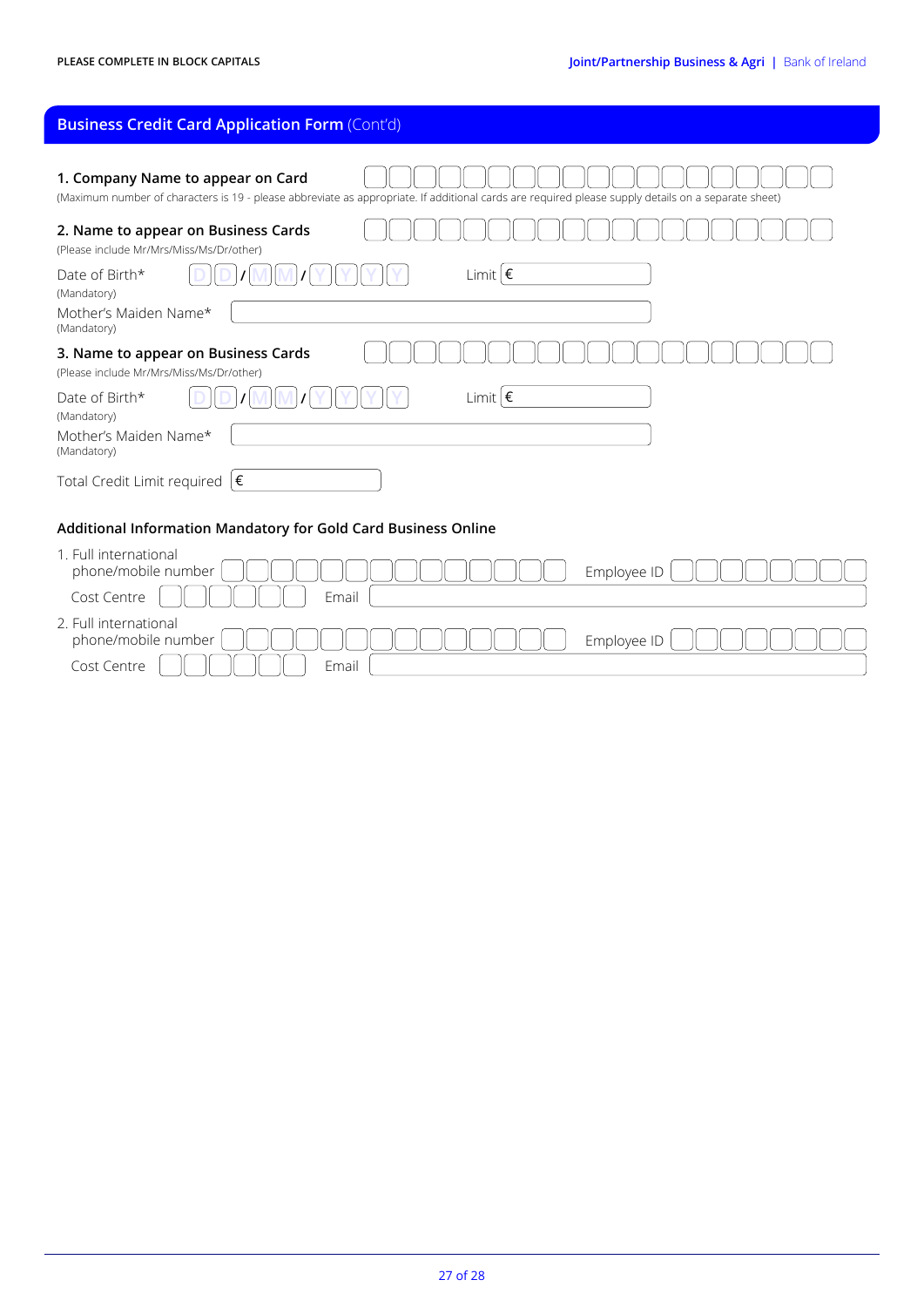PLEASE COMPLETE IN BLOCK CAPITALS

## Business Credit Card Application Form (Cont'd)

**1. Company Name to appear on Card**

(Maximum number of characters is 19 - please abbreviate as appropriate. If additional cards are required please supply details on a separate sheet)

**2. Name to appear on Business Cards**

(Please include Mr/Mrs/Miss/Ms/Dr/other)

Date of Birth* (Mandatory) DD / MM / YYYY

Limit €

Mother's Maiden Name* (Mandatory)

**3. Name to appear on Business Cards**

(Please include Mr/Mrs/Miss/Ms/Dr/other)

Date of Birth* (Mandatory) DD / MM / YYYY

Limit €

Mother's Maiden Name* (Mandatory)

Total Credit Limit required €

### Additional Information Mandatory for Gold Card Business Online

1. Full international phone/mobile number

   Employee ID

   Cost Centre

   Email

2. Full international phone/mobile number

   Employee ID

   Cost Centre

   Email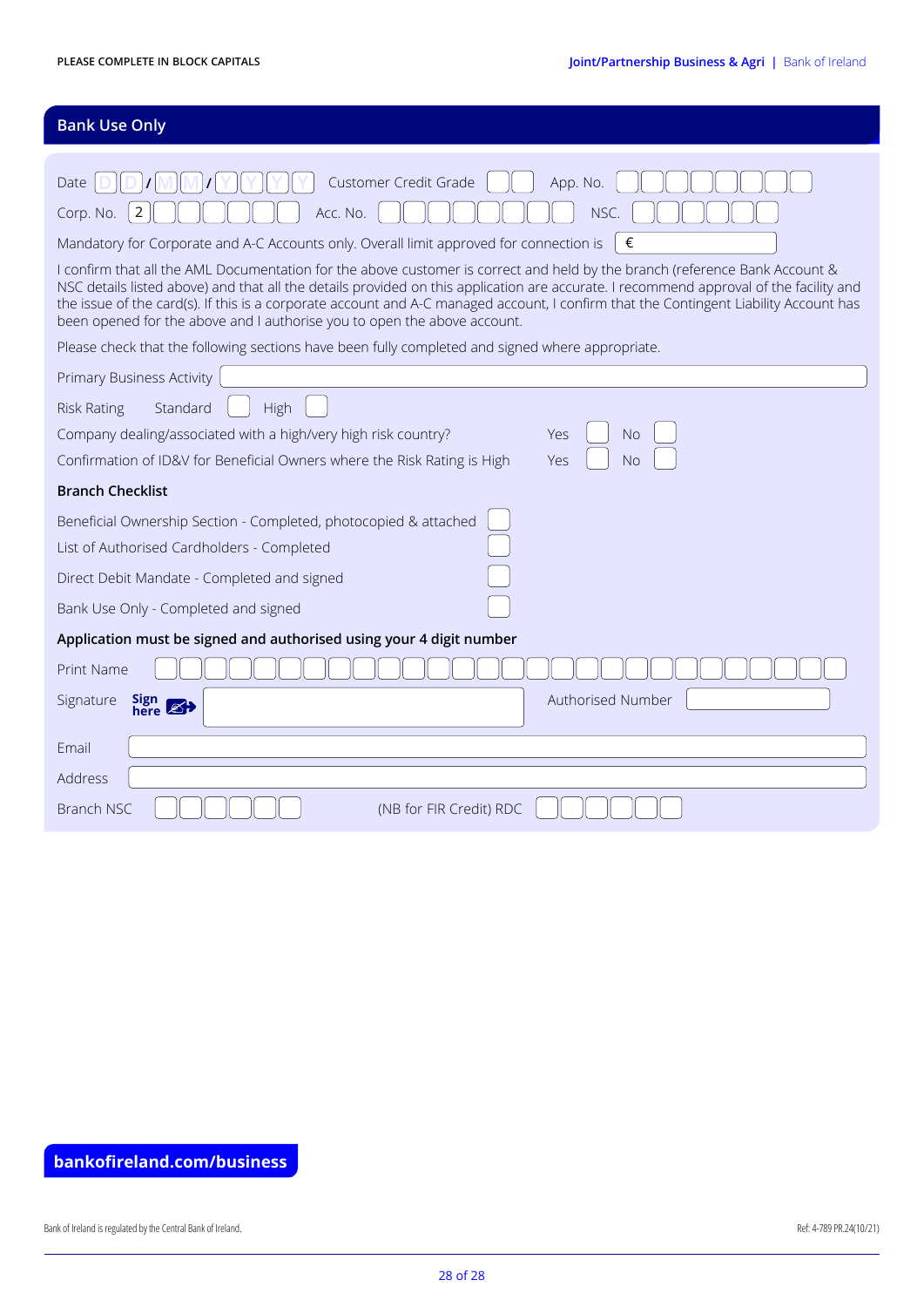PLEASE COMPLETE IN BLOCK CAPITALS

## Bank Use Only

Date D D / M M / Y Y Y Y Customer Credit Grade App. No.

Corp. No. 2 Acc. No. NSC.

Mandatory for Corporate and A-C Accounts only. Overall limit approved for connection is €

I confirm that all the AML Documentation for the above customer is correct and held by the branch (reference Bank Account & NSC details listed above) and that all the details provided on this application are accurate. I recommend approval of the facility and the issue of the card(s). If this is a corporate account and A-C managed account, I confirm that the Contingent Liability Account has been opened for the above and I authorise you to open the above account.

Please check that the following sections have been fully completed and signed where appropriate.

Primary Business Activity

Risk Rating Standard ☐ High ☐

Company dealing/associated with a high/very high risk country? Yes ☐ No ☐

Confirmation of ID&V for Beneficial Owners where the Risk Rating is High Yes ☐ No ☐

**Branch Checklist**

Beneficial Ownership Section - Completed, photocopied & attached ☐

List of Authorised Cardholders - Completed ☐

Direct Debit Mandate - Completed and signed ☐

Bank Use Only - Completed and signed ☐

**Application must be signed and authorised using your 4 digit number**

Print Name

Signature **Sign here** Authorised Number

Email

Address

Branch NSC (NB for FIR Credit) RDC

**bankofireland.com/business**

Bank of Ireland is regulated by the Central Bank of Ireland.

Ref: 4-789 PR.24(10/21)